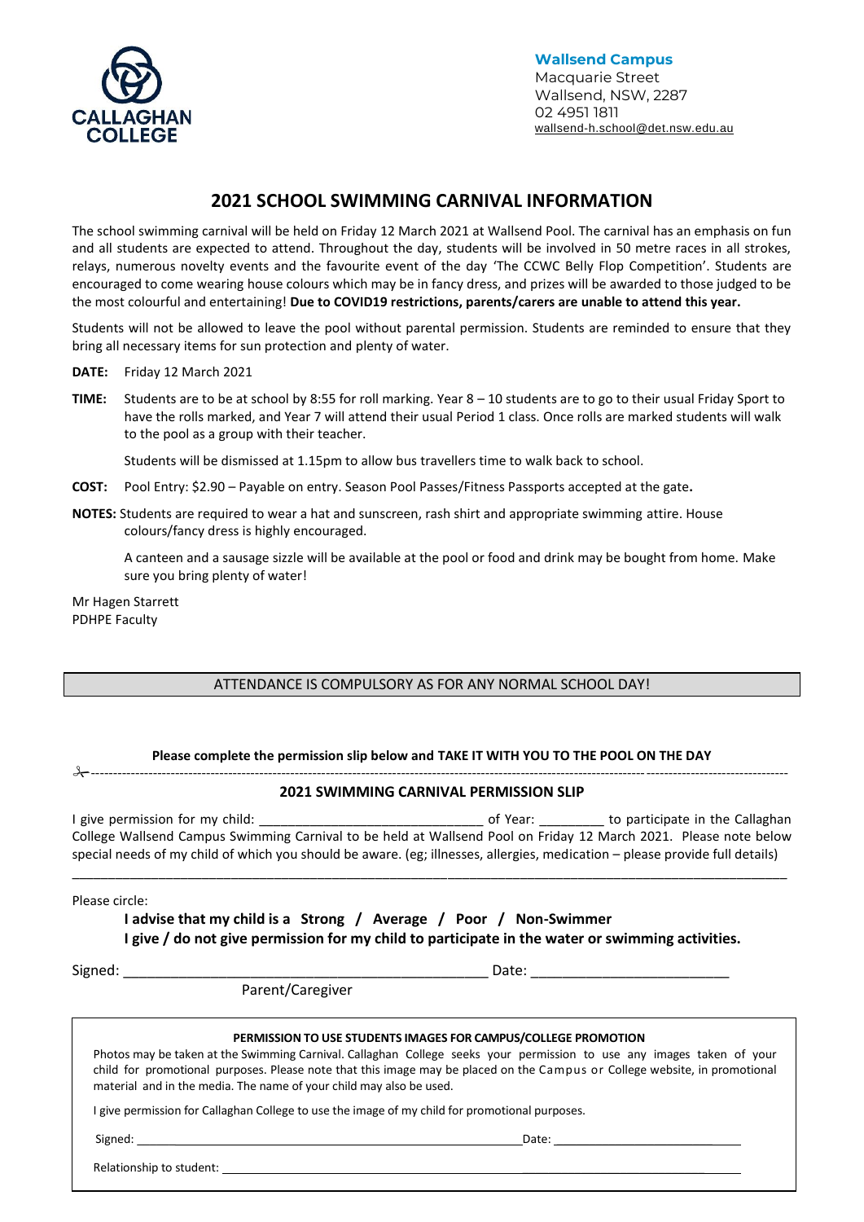CALLAGHAN COLLEGE

**Wallsend Campus**
Macquarie Street
Wallsend, NSW, 2287
02 4951 1811
wallsend-h.school@det.nsw.edu.au

# 2021 SCHOOL SWIMMING CARNIVAL INFORMATION

The school swimming carnival will be held on Friday 12 March 2021 at Wallsend Pool. The carnival has an emphasis on fun and all students are expected to attend. Throughout the day, students will be involved in 50 metre races in all strokes, relays, numerous novelty events and the favourite event of the day 'The CCWC Belly Flop Competition'. Students are encouraged to come wearing house colours which may be in fancy dress, and prizes will be awarded to those judged to be the most colourful and entertaining! **Due to COVID19 restrictions, parents/carers are unable to attend this year.**

Students will not be allowed to leave the pool without parental permission. Students are reminded to ensure that they bring all necessary items for sun protection and plenty of water.

**DATE:** Friday 12 March 2021

**TIME:** Students are to be at school by 8:55 for roll marking. Year 8 – 10 students are to go to their usual Friday Sport to have the rolls marked, and Year 7 will attend their usual Period 1 class. Once rolls are marked students will walk to the pool as a group with their teacher.

Students will be dismissed at 1.15pm to allow bus travellers time to walk back to school.

**COST:** Pool Entry: $2.90 – Payable on entry. Season Pool Passes/Fitness Passports accepted at the gate**.**

**NOTES:** Students are required to wear a hat and sunscreen, rash shirt and appropriate swimming attire. House colours/fancy dress is highly encouraged.

A canteen and a sausage sizzle will be available at the pool or food and drink may be bought from home. Make sure you bring plenty of water!

Mr Hagen Starrett
PDHPE Faculty

ATTENDANCE IS COMPULSORY AS FOR ANY NORMAL SCHOOL DAY!

**Please complete the permission slip below and TAKE IT WITH YOU TO THE POOL ON THE DAY**

✂-------------------------------------------------------------------------------------------------------------------

## 2021 SWIMMING CARNIVAL PERMISSION SLIP

I give permission for my child: ______________________________ of Year: _________ to participate in the Callaghan College Wallsend Campus Swimming Carnival to be held at Wallsend Pool on Friday 12 March 2021. Please note below special needs of my child of which you should be aware. (eg; illnesses, allergies, medication – please provide full details)

_____________________________________________________________________________________________

Please circle:

**I advise that my child is a Strong / Average / Poor / Non-Swimmer**

**I give / do not give permission for my child to participate in the water or swimming activities.**

Signed: _______________________________________________ Date: _________________________

Parent/Caregiver

**PERMISSION TO USE STUDENTS IMAGES FOR CAMPUS/COLLEGE PROMOTION**

Photos may be taken at the Swimming Carnival. Callaghan College seeks your permission to use any images taken of your child for promotional purposes. Please note that this image may be placed on the Campus or College website, in promotional material and in the media. The name of your child may also be used.

I give permission for Callaghan College to use the image of my child for promotional purposes.

Signed: ______________________________________________________________ Date: ___________________________

Relationship to student: _____________________________________________________________________________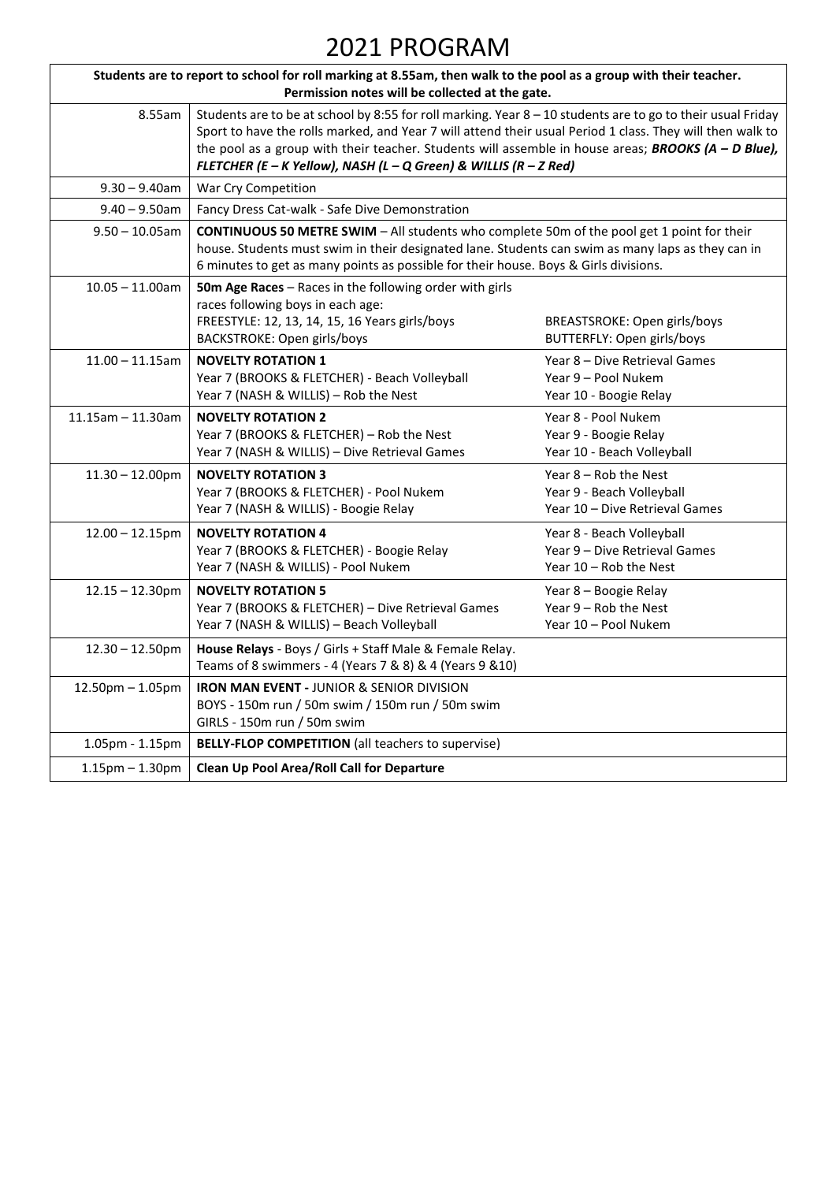# 2021 PROGRAM

| Students are to report to school for roll marking at 8.55am, then walk to the pool as a group with their teacher. Permission notes will be collected at the gate. | |
|---|---|
| 8.55am | Students are to be at school by 8:55 for roll marking. Year 8 – 10 students are to go to their usual Friday Sport to have the rolls marked, and Year 7 will attend their usual Period 1 class. They will then walk to the pool as a group with their teacher. Students will assemble in house areas; ***BROOKS (A – D Blue), FLETCHER (E – K Yellow), NASH (L – Q Green) & WILLIS (R – Z Red)*** |
| 9.30 – 9.40am | War Cry Competition |
| 9.40 – 9.50am | Fancy Dress Cat-walk - Safe Dive Demonstration |
| 9.50 – 10.05am | **CONTINUOUS 50 METRE SWIM** – All students who complete 50m of the pool get 1 point for their house. Students must swim in their designated lane. Students can swim as many laps as they can in 6 minutes to get as many points as possible for their house. Boys & Girls divisions. |
| 10.05 – 11.00am | **50m Age Races** – Races in the following order with girls races following boys in each age:<br>FREESTYLE: 12, 13, 14, 15, 16 Years girls/boys<br>BACKSTROKE: Open girls/boys<br>BREASTSROKE: Open girls/boys<br>BUTTERFLY: Open girls/boys |
| 11.00 – 11.15am | **NOVELTY ROTATION 1**<br>Year 7 (BROOKS & FLETCHER) - Beach Volleyball<br>Year 7 (NASH & WILLIS) – Rob the Nest<br>Year 8 – Dive Retrieval Games<br>Year 9 – Pool Nukem<br>Year 10 - Boogie Relay |
| 11.15am – 11.30am | **NOVELTY ROTATION 2**<br>Year 7 (BROOKS & FLETCHER) – Rob the Nest<br>Year 7 (NASH & WILLIS) – Dive Retrieval Games<br>Year 8 - Pool Nukem<br>Year 9 - Boogie Relay<br>Year 10 - Beach Volleyball |
| 11.30 – 12.00pm | **NOVELTY ROTATION 3**<br>Year 7 (BROOKS & FLETCHER) - Pool Nukem<br>Year 7 (NASH & WILLIS) - Boogie Relay<br>Year 8 – Rob the Nest<br>Year 9 - Beach Volleyball<br>Year 10 – Dive Retrieval Games |
| 12.00 – 12.15pm | **NOVELTY ROTATION 4**<br>Year 7 (BROOKS & FLETCHER) - Boogie Relay<br>Year 7 (NASH & WILLIS) - Pool Nukem<br>Year 8 - Beach Volleyball<br>Year 9 – Dive Retrieval Games<br>Year 10 – Rob the Nest |
| 12.15 – 12.30pm | **NOVELTY ROTATION 5**<br>Year 7 (BROOKS & FLETCHER) – Dive Retrieval Games<br>Year 7 (NASH & WILLIS) – Beach Volleyball<br>Year 8 – Boogie Relay<br>Year 9 – Rob the Nest<br>Year 10 – Pool Nukem |
| 12.30 – 12.50pm | **House Relays** - Boys / Girls + Staff Male & Female Relay.<br>Teams of 8 swimmers - 4 (Years 7 & 8) & 4 (Years 9 &10) |
| 12.50pm – 1.05pm | **IRON MAN EVENT -** JUNIOR & SENIOR DIVISION<br>BOYS - 150m run / 50m swim / 150m run / 50m swim<br>GIRLS - 150m run / 50m swim |
| 1.05pm - 1.15pm | **BELLY-FLOP COMPETITION** (all teachers to supervise) |
| 1.15pm – 1.30pm | **Clean Up Pool Area/Roll Call for Departure** |